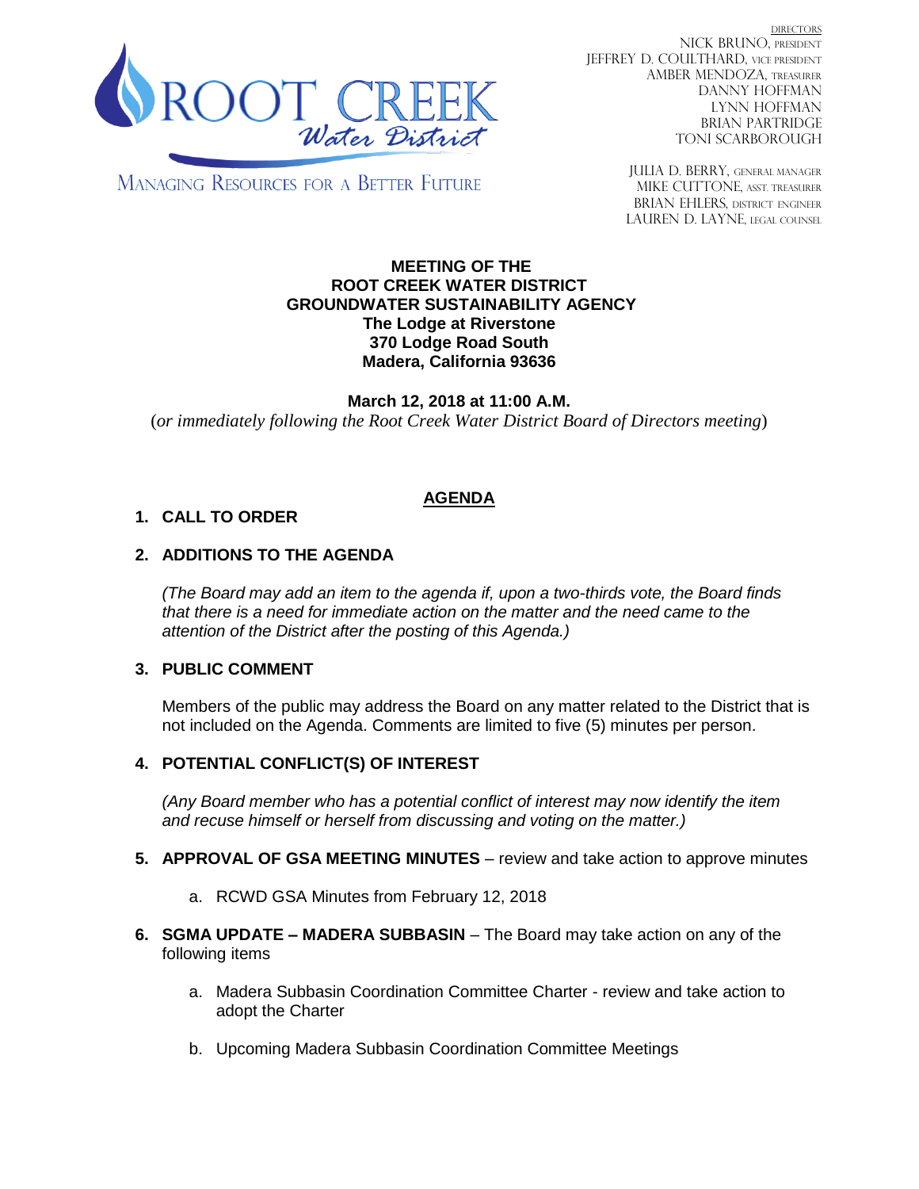ROOT CREEK *Water District*

MANAGING RESOURCES FOR A BETTER FUTURE

DIRECTORS
NICK BRUNO, PRESIDENT
JEFFREY D. COULTHARD, VICE PRESIDENT
AMBER MENDOZA, TREASURER
DANNY HOFFMAN
LYNN HOFFMAN
BRIAN PARTRIDGE
TONI SCARBOROUGH

JULIA D. BERRY, GENERAL MANAGER
MIKE CUTTONE, ASST. TREASURER
BRIAN EHLERS, DISTRICT ENGINEER
LAUREN D. LAYNE, LEGAL COUNSEL

**MEETING OF THE**
**ROOT CREEK WATER DISTRICT**
**GROUNDWATER SUSTAINABILITY AGENCY**
**The Lodge at Riverstone**
**370 Lodge Road South**
**Madera, California 93636**

**March 12, 2018 at 11:00 A.M.**
(*or immediately following the Root Creek Water District Board of Directors meeting*)

## AGENDA

**1. CALL TO ORDER**

**2. ADDITIONS TO THE AGENDA**

*(The Board may add an item to the agenda if, upon a two-thirds vote, the Board finds that there is a need for immediate action on the matter and the need came to the attention of the District after the posting of this Agenda.)*

**3. PUBLIC COMMENT**

Members of the public may address the Board on any matter related to the District that is not included on the Agenda. Comments are limited to five (5) minutes per person.

**4. POTENTIAL CONFLICT(S) OF INTEREST**

*(Any Board member who has a potential conflict of interest may now identify the item and recuse himself or herself from discussing and voting on the matter.)*

**5. APPROVAL OF GSA MEETING MINUTES** – review and take action to approve minutes

a. RCWD GSA Minutes from February 12, 2018

**6. SGMA UPDATE – MADERA SUBBASIN** – The Board may take action on any of the following items

a. Madera Subbasin Coordination Committee Charter - review and take action to adopt the Charter

b. Upcoming Madera Subbasin Coordination Committee Meetings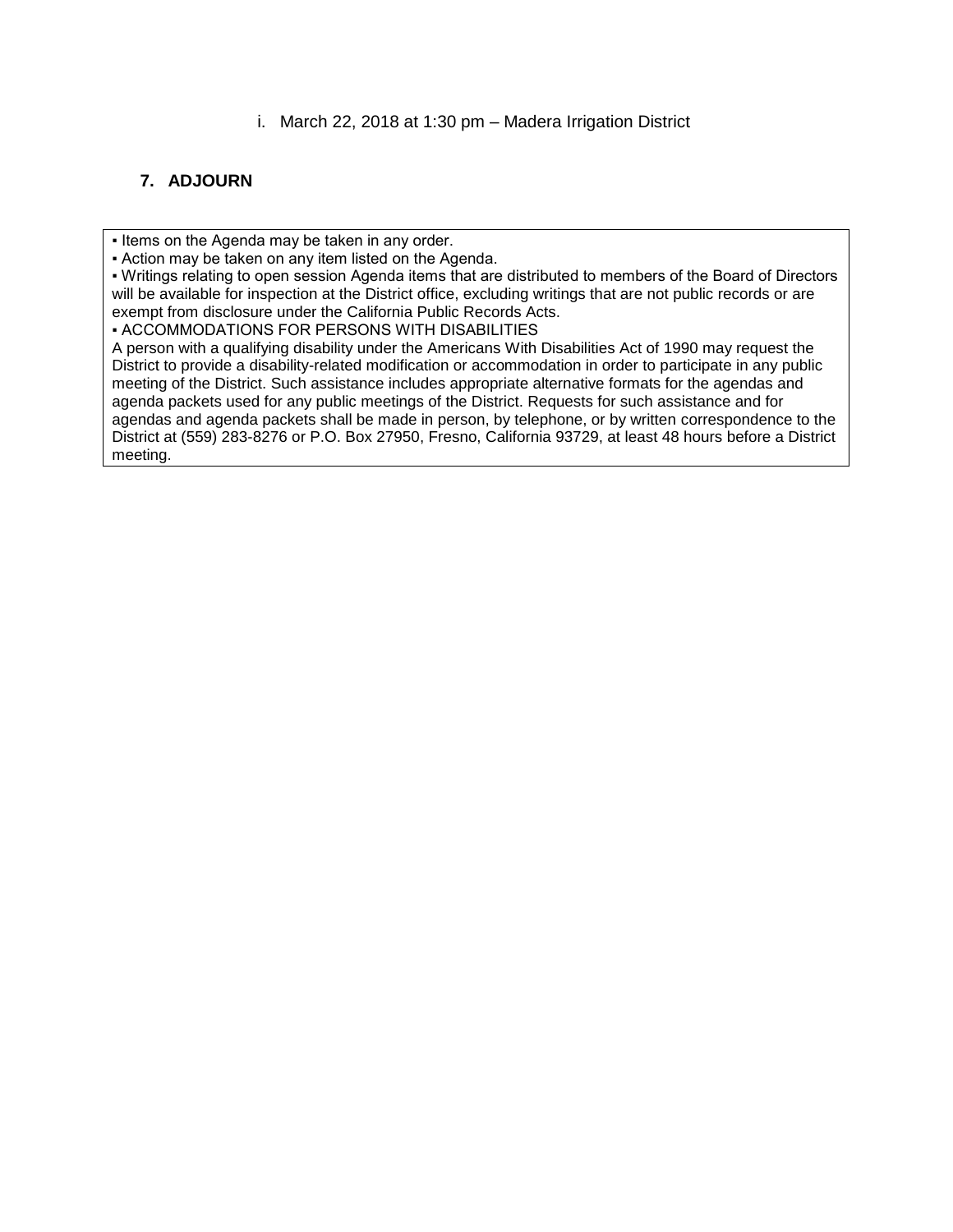i. March 22, 2018 at 1:30 pm – Madera Irrigation District

## 7. ADJOURN

▪ Items on the Agenda may be taken in any order.
▪ Action may be taken on any item listed on the Agenda.
▪ Writings relating to open session Agenda items that are distributed to members of the Board of Directors will be available for inspection at the District office, excluding writings that are not public records or are exempt from disclosure under the California Public Records Acts.
▪ ACCOMMODATIONS FOR PERSONS WITH DISABILITIES
A person with a qualifying disability under the Americans With Disabilities Act of 1990 may request the District to provide a disability-related modification or accommodation in order to participate in any public meeting of the District. Such assistance includes appropriate alternative formats for the agendas and agenda packets used for any public meetings of the District. Requests for such assistance and for agendas and agenda packets shall be made in person, by telephone, or by written correspondence to the District at (559) 283-8276 or P.O. Box 27950, Fresno, California 93729, at least 48 hours before a District meeting.